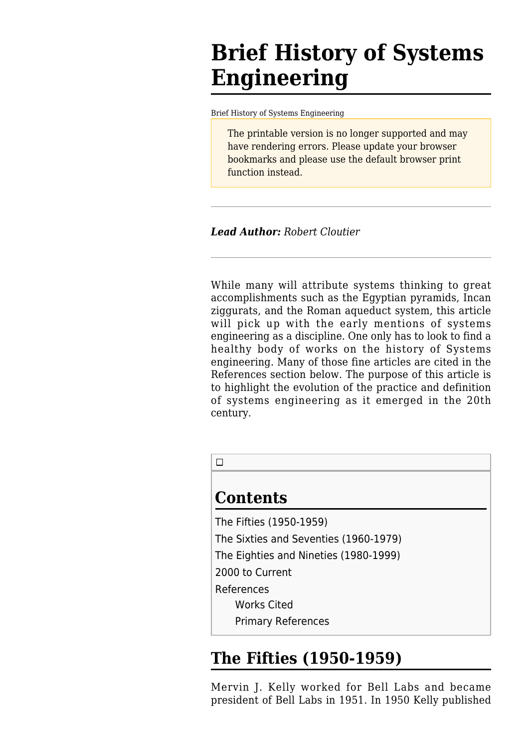# Brief History of Systems Engineering

Brief History of Systems Engineering

The printable version is no longer supported and may have rendering errors. Please update your browser bookmarks and please use the default browser print function instead.

---

***Lead Author:*** *Robert Cloutier*

---

While many will attribute systems thinking to great accomplishments such as the Egyptian pyramids, Incan ziggurats, and the Roman aqueduct system, this article will pick up with the early mentions of systems engineering as a discipline. One only has to look to find a healthy body of works on the history of Systems engineering. Many of those fine articles are cited in the References section below. The purpose of this article is to highlight the evolution of the practice and definition of systems engineering as it emerged in the 20th century.

## Contents

- The Fifties (1950-1959)
- The Sixties and Seventies (1960-1979)
- The Eighties and Nineties (1980-1999)
- 2000 to Current
- References
  - Works Cited
  - Primary References

## The Fifties (1950-1959)

Mervin J. Kelly worked for Bell Labs and became president of Bell Labs in 1951. In 1950 Kelly published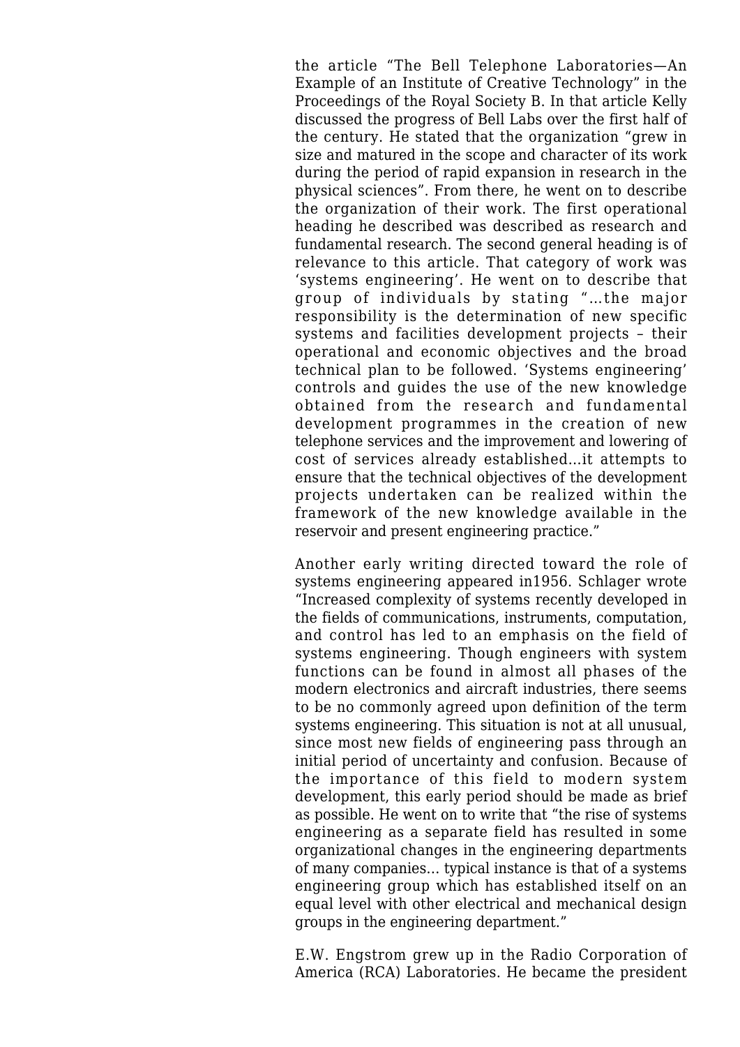the article "The Bell Telephone Laboratories—An Example of an Institute of Creative Technology" in the Proceedings of the Royal Society B. In that article Kelly discussed the progress of Bell Labs over the first half of the century. He stated that the organization "grew in size and matured in the scope and character of its work during the period of rapid expansion in research in the physical sciences". From there, he went on to describe the organization of their work. The first operational heading he described was described as research and fundamental research. The second general heading is of relevance to this article. That category of work was 'systems engineering'. He went on to describe that group of individuals by stating "…the major responsibility is the determination of new specific systems and facilities development projects – their operational and economic objectives and the broad technical plan to be followed. 'Systems engineering' controls and guides the use of the new knowledge obtained from the research and fundamental development programmes in the creation of new telephone services and the improvement and lowering of cost of services already established…it attempts to ensure that the technical objectives of the development projects undertaken can be realized within the framework of the new knowledge available in the reservoir and present engineering practice."

Another early writing directed toward the role of systems engineering appeared in1956. Schlager wrote "Increased complexity of systems recently developed in the fields of communications, instruments, computation, and control has led to an emphasis on the field of systems engineering. Though engineers with system functions can be found in almost all phases of the modern electronics and aircraft industries, there seems to be no commonly agreed upon definition of the term systems engineering. This situation is not at all unusual, since most new fields of engineering pass through an initial period of uncertainty and confusion. Because of the importance of this field to modern system development, this early period should be made as brief as possible. He went on to write that "the rise of systems engineering as a separate field has resulted in some organizational changes in the engineering departments of many companies… typical instance is that of a systems engineering group which has established itself on an equal level with other electrical and mechanical design groups in the engineering department."

E.W. Engstrom grew up in the Radio Corporation of America (RCA) Laboratories. He became the president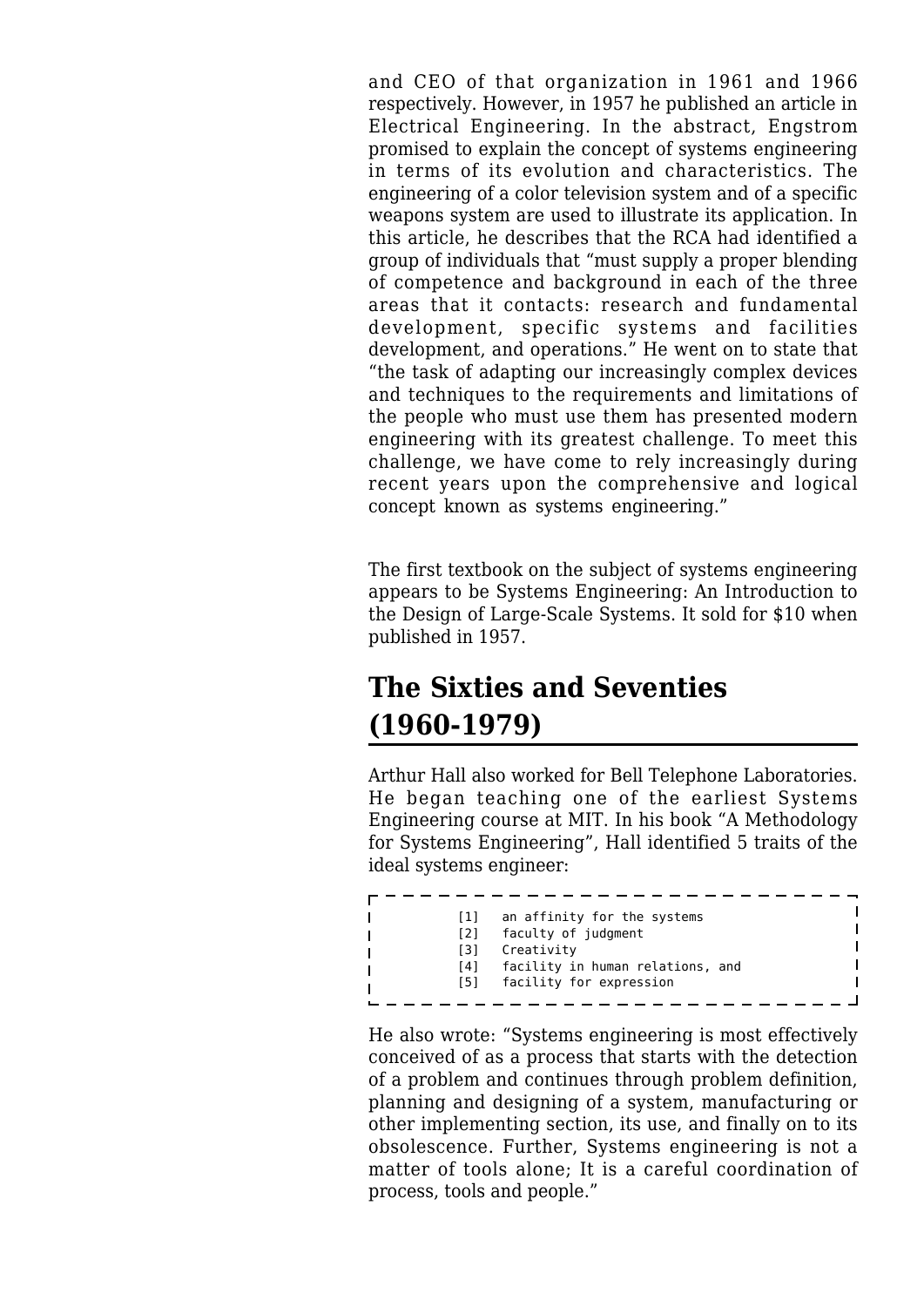and CEO of that organization in 1961 and 1966 respectively. However, in 1957 he published an article in Electrical Engineering. In the abstract, Engstrom promised to explain the concept of systems engineering in terms of its evolution and characteristics. The engineering of a color television system and of a specific weapons system are used to illustrate its application. In this article, he describes that the RCA had identified a group of individuals that "must supply a proper blending of competence and background in each of the three areas that it contacts: research and fundamental development, specific systems and facilities development, and operations." He went on to state that "the task of adapting our increasingly complex devices and techniques to the requirements and limitations of the people who must use them has presented modern engineering with its greatest challenge. To meet this challenge, we have come to rely increasingly during recent years upon the comprehensive and logical concept known as systems engineering."

The first textbook on the subject of systems engineering appears to be Systems Engineering: An Introduction to the Design of Large-Scale Systems. It sold for $10 when published in 1957.

## The Sixties and Seventies (1960-1979)

Arthur Hall also worked for Bell Telephone Laboratories. He began teaching one of the earliest Systems Engineering course at MIT. In his book "A Methodology for Systems Engineering", Hall identified 5 traits of the ideal systems engineer:

```
[1]   an affinity for the systems
[2]   faculty of judgment
[3]   Creativity
[4]   facility in human relations, and
[5]   facility for expression
```

He also wrote: "Systems engineering is most effectively conceived of as a process that starts with the detection of a problem and continues through problem definition, planning and designing of a system, manufacturing or other implementing section, its use, and finally on to its obsolescence. Further, Systems engineering is not a matter of tools alone; It is a careful coordination of process, tools and people."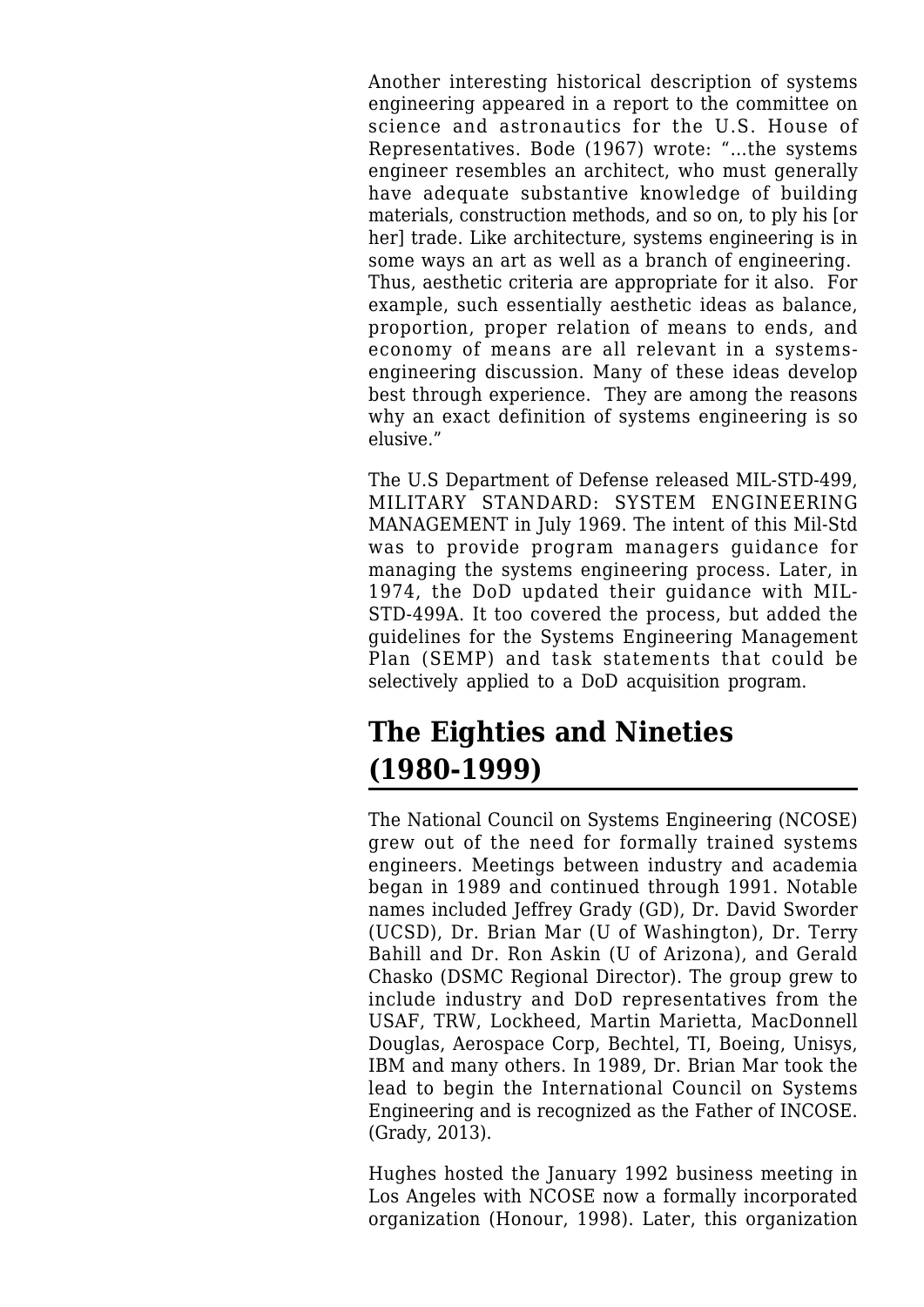Another interesting historical description of systems engineering appeared in a report to the committee on science and astronautics for the U.S. House of Representatives. Bode (1967) wrote: "…the systems engineer resembles an architect, who must generally have adequate substantive knowledge of building materials, construction methods, and so on, to ply his [or her] trade. Like architecture, systems engineering is in some ways an art as well as a branch of engineering. Thus, aesthetic criteria are appropriate for it also. For example, such essentially aesthetic ideas as balance, proportion, proper relation of means to ends, and economy of means are all relevant in a systems-engineering discussion. Many of these ideas develop best through experience. They are among the reasons why an exact definition of systems engineering is so elusive."

The U.S Department of Defense released MIL-STD-499, MILITARY STANDARD: SYSTEM ENGINEERING MANAGEMENT in July 1969. The intent of this Mil-Std was to provide program managers guidance for managing the systems engineering process. Later, in 1974, the DoD updated their guidance with MIL-STD-499A. It too covered the process, but added the guidelines for the Systems Engineering Management Plan (SEMP) and task statements that could be selectively applied to a DoD acquisition program.

## The Eighties and Nineties (1980-1999)

The National Council on Systems Engineering (NCOSE) grew out of the need for formally trained systems engineers. Meetings between industry and academia began in 1989 and continued through 1991. Notable names included Jeffrey Grady (GD), Dr. David Sworder (UCSD), Dr. Brian Mar (U of Washington), Dr. Terry Bahill and Dr. Ron Askin (U of Arizona), and Gerald Chasko (DSMC Regional Director). The group grew to include industry and DoD representatives from the USAF, TRW, Lockheed, Martin Marietta, MacDonnell Douglas, Aerospace Corp, Bechtel, TI, Boeing, Unisys, IBM and many others. In 1989, Dr. Brian Mar took the lead to begin the International Council on Systems Engineering and is recognized as the Father of INCOSE. (Grady, 2013).

Hughes hosted the January 1992 business meeting in Los Angeles with NCOSE now a formally incorporated organization (Honour, 1998). Later, this organization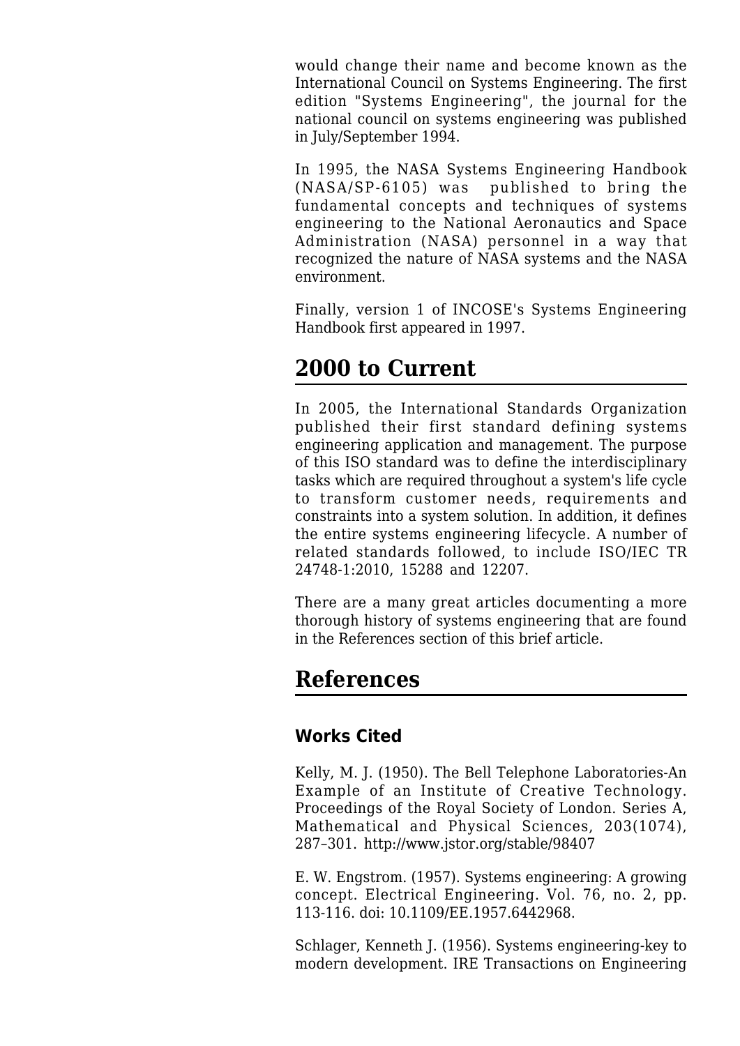would change their name and become known as the International Council on Systems Engineering. The first edition "Systems Engineering", the journal for the national council on systems engineering was published in July/September 1994.

In 1995, the NASA Systems Engineering Handbook (NASA/SP-6105) was published to bring the fundamental concepts and techniques of systems engineering to the National Aeronautics and Space Administration (NASA) personnel in a way that recognized the nature of NASA systems and the NASA environment.

Finally, version 1 of INCOSE's Systems Engineering Handbook first appeared in 1997.

## 2000 to Current

In 2005, the International Standards Organization published their first standard defining systems engineering application and management. The purpose of this ISO standard was to define the interdisciplinary tasks which are required throughout a system's life cycle to transform customer needs, requirements and constraints into a system solution. In addition, it defines the entire systems engineering lifecycle. A number of related standards followed, to include ISO/IEC TR 24748-1:2010, 15288 and 12207.

There are a many great articles documenting a more thorough history of systems engineering that are found in the References section of this brief article.

## References

### Works Cited

Kelly, M. J. (1950). The Bell Telephone Laboratories-An Example of an Institute of Creative Technology. Proceedings of the Royal Society of London. Series A, Mathematical and Physical Sciences, 203(1074), 287–301. http://www.jstor.org/stable/98407

E. W. Engstrom. (1957). Systems engineering: A growing concept. Electrical Engineering. Vol. 76, no. 2, pp. 113-116. doi: 10.1109/EE.1957.6442968.

Schlager, Kenneth J. (1956). Systems engineering-key to modern development. IRE Transactions on Engineering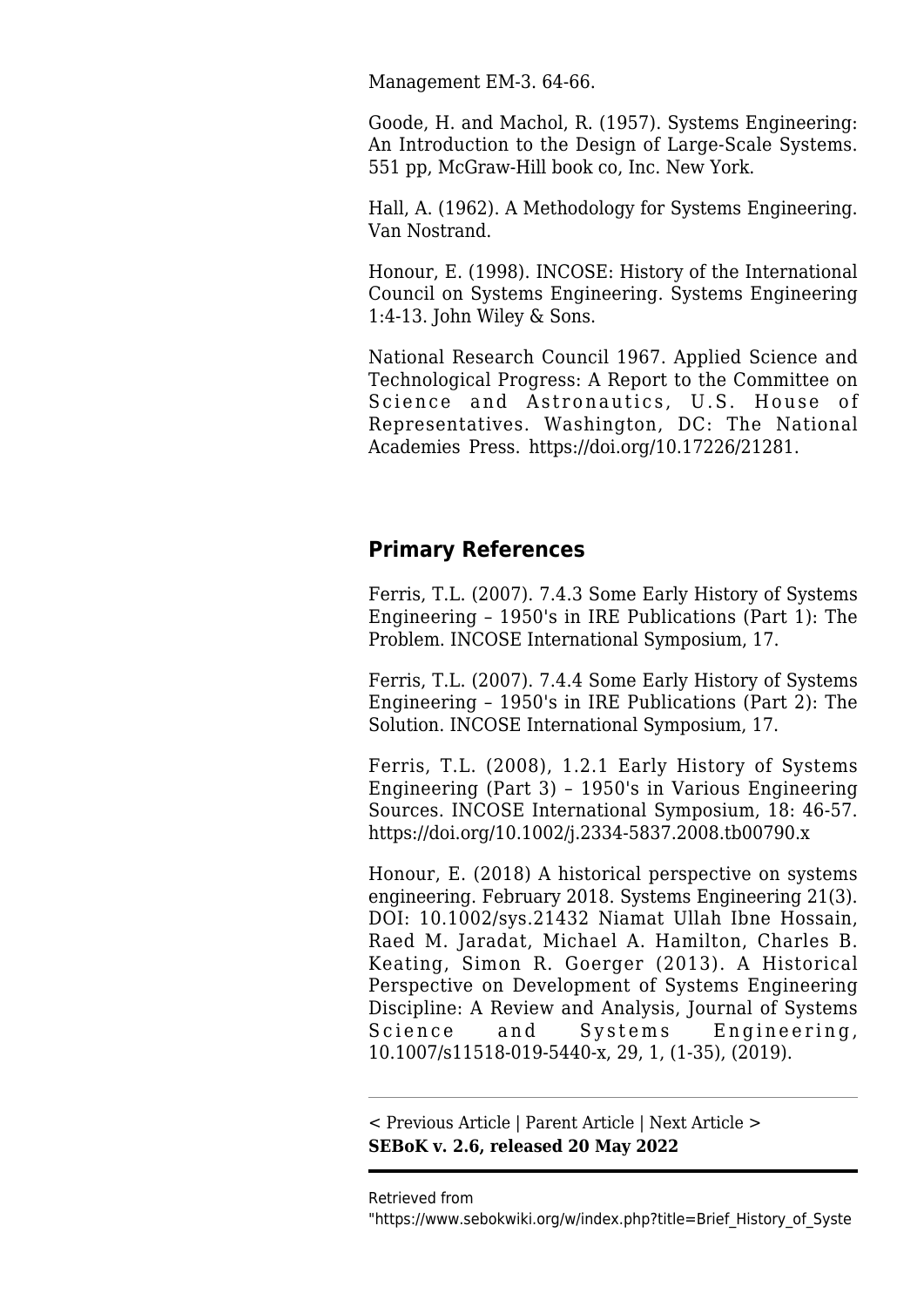Management EM-3. 64-66.

Goode, H. and Machol, R. (1957). Systems Engineering: An Introduction to the Design of Large-Scale Systems. 551 pp, McGraw-Hill book co, Inc. New York.

Hall, A. (1962). A Methodology for Systems Engineering. Van Nostrand.

Honour, E. (1998). INCOSE: History of the International Council on Systems Engineering. Systems Engineering 1:4-13. John Wiley & Sons.

National Research Council 1967. Applied Science and Technological Progress: A Report to the Committee on Science and Astronautics, U.S. House of Representatives. Washington, DC: The National Academies Press. https://doi.org/10.17226/21281.

## Primary References

Ferris, T.L. (2007). 7.4.3 Some Early History of Systems Engineering – 1950's in IRE Publications (Part 1): The Problem. INCOSE International Symposium, 17.

Ferris, T.L. (2007). 7.4.4 Some Early History of Systems Engineering – 1950's in IRE Publications (Part 2): The Solution. INCOSE International Symposium, 17.

Ferris, T.L. (2008), 1.2.1 Early History of Systems Engineering (Part 3) – 1950's in Various Engineering Sources. INCOSE International Symposium, 18: 46-57. https://doi.org/10.1002/j.2334-5837.2008.tb00790.x

Honour, E. (2018) A historical perspective on systems engineering. February 2018. Systems Engineering 21(3). DOI: 10.1002/sys.21432 Niamat Ullah Ibne Hossain, Raed M. Jaradat, Michael A. Hamilton, Charles B. Keating, Simon R. Goerger (2013). A Historical Perspective on Development of Systems Engineering Discipline: A Review and Analysis, Journal of Systems Science and Systems Engineering, 10.1007/s11518-019-5440-x, 29, 1, (1-35), (2019).

---

< Previous Article | Parent Article | Next Article >
**SEBoK v. 2.6, released 20 May 2022**

Retrieved from "https://www.sebokwiki.org/w/index.php?title=Brief_History_of_Syste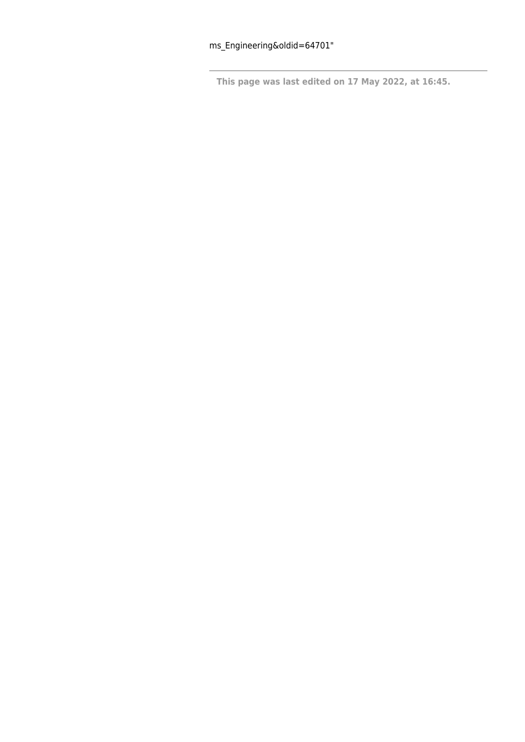ms_Engineering&oldid=64701"

---

**This page was last edited on 17 May 2022, at 16:45.**